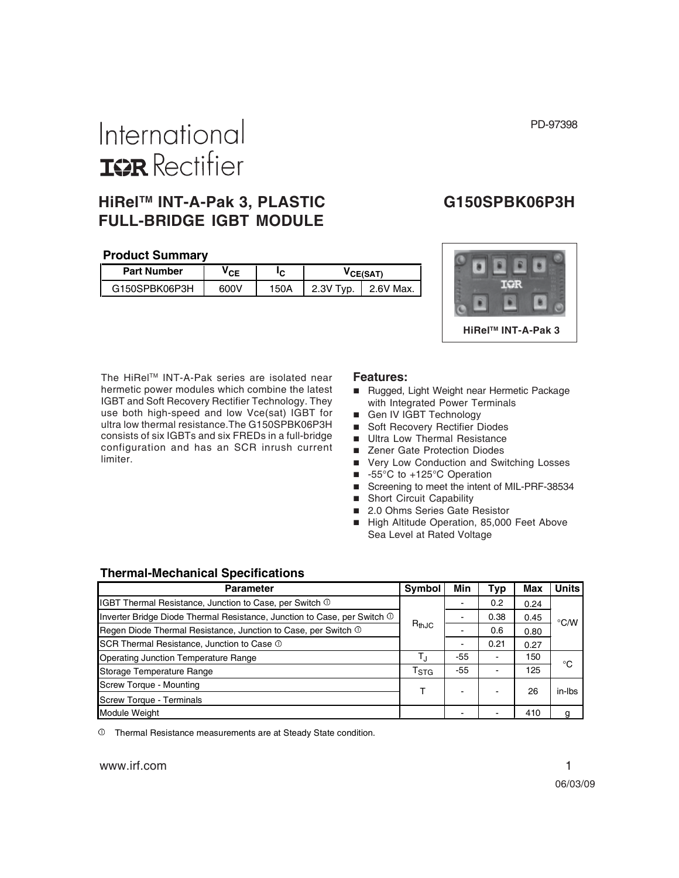PD-97398

# International IOR Rectifier

## HiRel™ INT-A-Pak 3, PLASTIC FULL-BRIDGE IGBT MODULE

## G150SPBK06P3H

### Product Summary

| Part Number | $V_{CE}$ | $I_C$ | $V_{CE(SAT)}$ | |
|---|---|---|---|---|
| G150SPBK06P3H | 600V | 150A | 2.3V Typ. | 2.6V Max. |

HiRel™ INT-A-Pak 3

The HiRel™ INT-A-Pak series are isolated near hermetic power modules which combine the latest IGBT and Soft Recovery Rectifier Technology. They use both high-speed and low Vce(sat) IGBT for ultra low thermal resistance.The G150SPBK06P3H consists of six IGBTs and six FREDs in a full-bridge configuration and has an SCR inrush current limiter.

### Features:

- Rugged, Light Weight near Hermetic Package with Integrated Power Terminals
- Gen IV IGBT Technology
- Soft Recovery Rectifier Diodes
- Ultra Low Thermal Resistance
- Zener Gate Protection Diodes
- Very Low Conduction and Switching Losses
- -55°C to +125°C Operation
- Screening to meet the intent of MIL-PRF-38534
- Short Circuit Capability
- 2.0 Ohms Series Gate Resistor
- High Altitude Operation, 85,000 Feet Above Sea Level at Rated Voltage

### Thermal-Mechanical Specifications

| Parameter | Symbol | Min | Typ | Max | Units |
|---|---|---|---|---|---|
| IGBT Thermal Resistance, Junction to Case, per Switch ① | $R_{thJC}$ | - | 0.2 | 0.24 | °C/W |
| Inverter Bridge Diode Thermal Resistance, Junction to Case, per Switch ① | | - | 0.38 | 0.45 | |
| Regen Diode Thermal Resistance, Junction to Case, per Switch ① | | - | 0.6 | 0.80 | |
| SCR Thermal Resistance, Junction to Case ① | | - | 0.21 | 0.27 | |
| Operating Junction Temperature Range | $T_J$ | -55 | - | 150 | °C |
| Storage Temperature Range | $T_{STG}$ | -55 | - | 125 | |
| Screw Torque - Mounting | T | - | - | 26 | in-lbs |
| Screw Torque - Terminals | | | | | |
| Module Weight | | - | - | 410 | g |

① Thermal Resistance measurements are at Steady State condition.

www.irf.com

06/03/09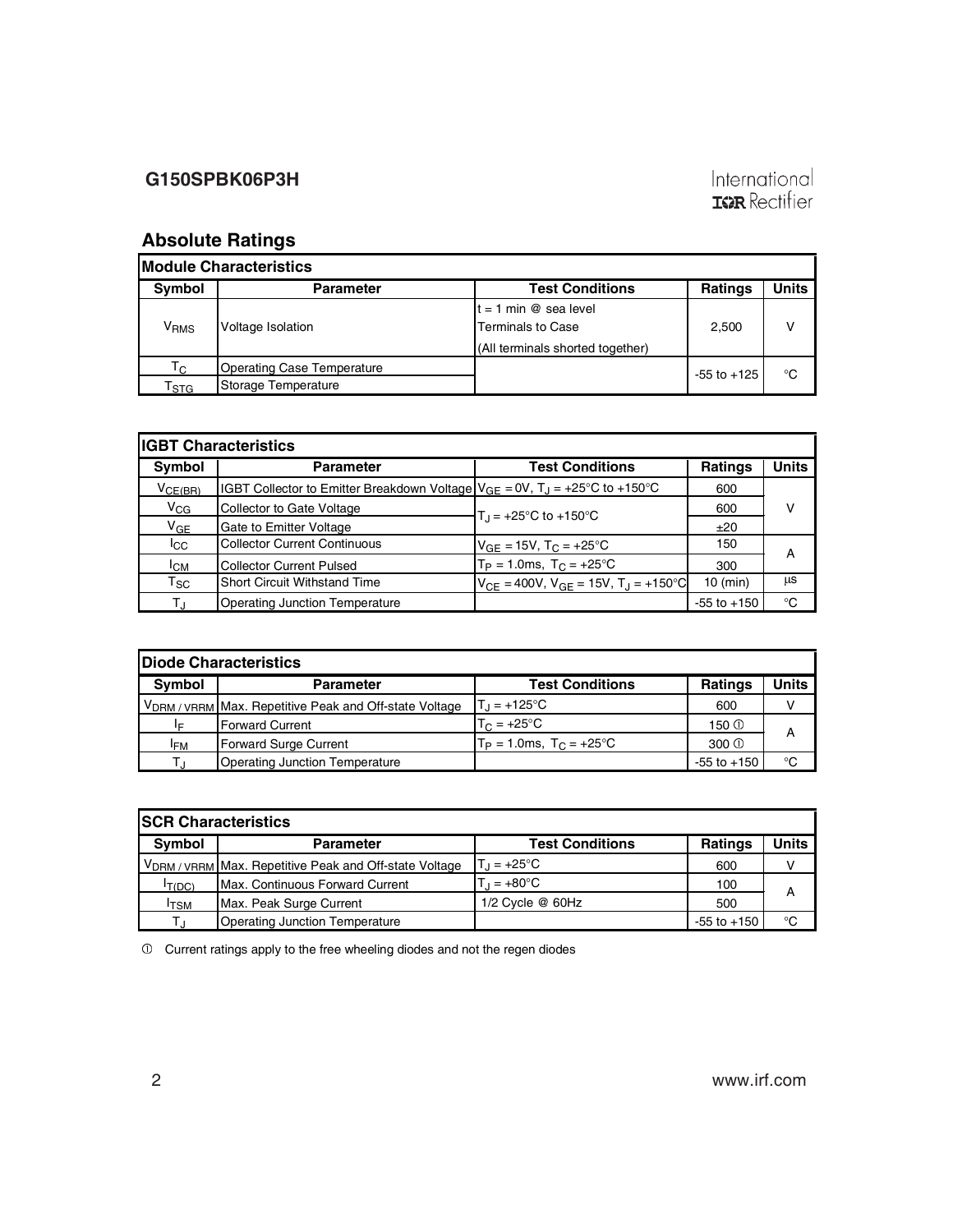## Absolute Ratings

| Module Characteristics | | | | |
|---|---|---|---|---|
| **Symbol** | **Parameter** | **Test Conditions** | **Ratings** | **Units** |
| $V_{RMS}$ | Voltage Isolation | t = 1 min @ sea level<br>Terminals to Case<br>(All terminals shorted together) | 2,500 | V |
| $T_C$ | Operating Case Temperature | | -55 to +125 | °C |
| $T_{STG}$ | Storage Temperature | | | |

| IGBT Characteristics | | | | |
|---|---|---|---|---|
| **Symbol** | **Parameter** | **Test Conditions** | **Ratings** | **Units** |
| $V_{CE(BR)}$ | IGBT Collector to Emitter Breakdown Voltage | $V_{GE}$ = 0V, $T_J$ = +25°C to +150°C | 600 | V |
| $V_{CG}$ | Collector to Gate Voltage | $T_J$ = +25°C to +150°C | 600 | |
| $V_{GE}$ | Gate to Emitter Voltage | | ±20 | |
| $I_{CC}$ | Collector Current Continuous | $V_{GE}$ = 15V, $T_C$ = +25°C | 150 | A |
| $I_{CM}$ | Collector Current Pulsed | $T_P$ = 1.0ms, $T_C$ = +25°C | 300 | |
| $T_{SC}$ | Short Circuit Withstand Time | $V_{CE}$ = 400V, $V_{GE}$ = 15V, $T_J$ = +150°C | 10 (min) | µs |
| $T_J$ | Operating Junction Temperature | | -55 to +150 | °C |

| Diode Characteristics | | | | |
|---|---|---|---|---|
| **Symbol** | **Parameter** | **Test Conditions** | **Ratings** | **Units** |
| $V_{DRM}$ / $V_{RRM}$ | Max. Repetitive Peak and Off-state Voltage | $T_J$ = +125°C | 600 | V |
| $I_F$ | Forward Current | $T_C$ = +25°C | 150 ① | A |
| $I_{FM}$ | Forward Surge Current | $T_P$ = 1.0ms, $T_C$ = +25°C | 300 ① | |
| $T_J$ | Operating Junction Temperature | | -55 to +150 | °C |

| SCR Characteristics | | | | |
|---|---|---|---|---|
| **Symbol** | **Parameter** | **Test Conditions** | **Ratings** | **Units** |
| $V_{DRM}$ / $V_{RRM}$ | Max. Repetitive Peak and Off-state Voltage | $T_J$ = +25°C | 600 | V |
| $I_{T(DC)}$ | Max. Continuous Forward Current | $T_J$ = +80°C | 100 | A |
| $I_{TSM}$ | Max. Peak Surge Current | 1/2 Cycle @ 60Hz | 500 | |
| $T_J$ | Operating Junction Temperature | | -55 to +150 | °C |

① Current ratings apply to the free wheeling diodes and not the regen diodes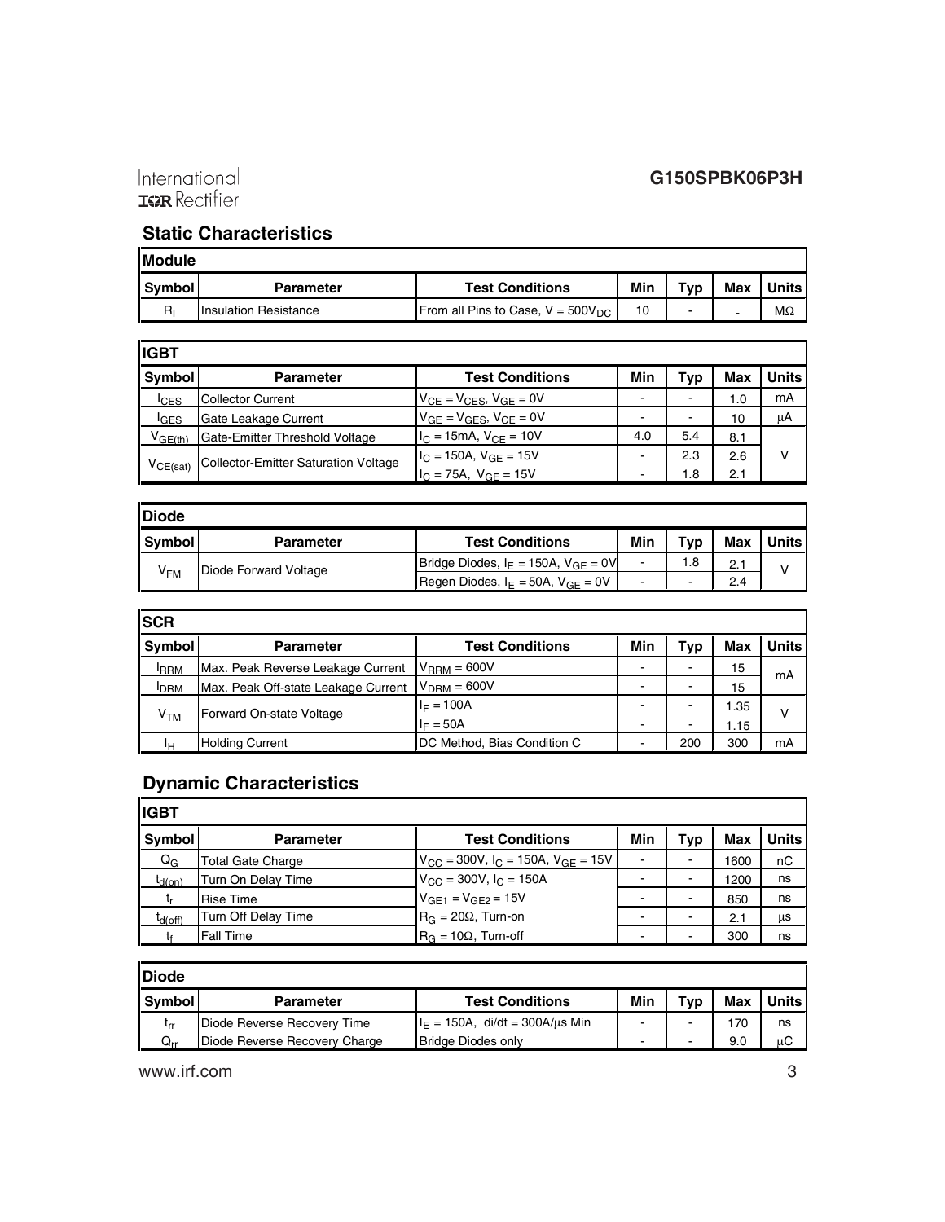## Static Characteristics

| Module | | | | | | |
|---|---|---|---|---|---|---|
| Symbol | Parameter | Test Conditions | Min | Typ | Max | Units |
| $R_I$ | Insulation Resistance | From all Pins to Case, $V = 500V_{DC}$ | 10 | - | - | MΩ |

| IGBT | | | | | | |
|---|---|---|---|---|---|---|
| Symbol | Parameter | Test Conditions | Min | Typ | Max | Units |
| $I_{CES}$ | Collector Current | $V_{CE} = V_{CES}$, $V_{GE} = 0V$ | - | - | 1.0 | mA |
| $I_{GES}$ | Gate Leakage Current | $V_{GE} = V_{GES}$, $V_{CE} = 0V$ | - | - | 10 | μA |
| $V_{GE(th)}$ | Gate-Emitter Threshold Voltage | $I_C = 15mA$, $V_{CE} = 10V$ | 4.0 | 5.4 | 8.1 | V |
| $V_{CE(sat)}$ | Collector-Emitter Saturation Voltage | $I_C = 150A$, $V_{GE} = 15V$ | - | 2.3 | 2.6 | V |
| | | $I_C = 75A$, $V_{GE} = 15V$ | - | 1.8 | 2.1 | V |

| Diode | | | | | | |
|---|---|---|---|---|---|---|
| Symbol | Parameter | Test Conditions | Min | Typ | Max | Units |
| $V_{FM}$ | Diode Forward Voltage | Bridge Diodes, $I_E = 150A$, $V_{GE} = 0V$ | - | 1.8 | 2.1 | V |
| | | Regen Diodes, $I_E = 50A$, $V_{GE} = 0V$ | - | - | 2.4 | V |

| SCR | | | | | | |
|---|---|---|---|---|---|---|
| Symbol | Parameter | Test Conditions | Min | Typ | Max | Units |
| $I_{RRM}$ | Max. Peak Reverse Leakage Current | $V_{RRM} = 600V$ | - | - | 15 | mA |
| $I_{DRM}$ | Max. Peak Off-state Leakage Current | $V_{DRM} = 600V$ | - | - | 15 | mA |
| $V_{TM}$ | Forward On-state Voltage | $I_F = 100A$ | - | - | 1.35 | V |
| | | $I_F = 50A$ | - | - | 1.15 | V |
| $I_H$ | Holding Current | DC Method, Bias Condition C | - | 200 | 300 | mA |

## Dynamic Characteristics

| IGBT | | | | | | |
|---|---|---|---|---|---|---|
| Symbol | Parameter | Test Conditions | Min | Typ | Max | Units |
| $Q_G$ | Total Gate Charge | $V_{CC} = 300V$, $I_C = 150A$, $V_{GE} = 15V$ | - | - | 1600 | nC |
| $t_{d(on)}$ | Turn On Delay Time | $V_{CC} = 300V$, $I_C = 150A$ | - | - | 1200 | ns |
| $t_r$ | Rise Time | $V_{GE1} = V_{GE2} = 15V$ | - | - | 850 | ns |
| $t_{d(off)}$ | Turn Off Delay Time | $R_G = 20Ω$, Turn-on | - | - | 2.1 | μs |
| $t_f$ | Fall Time | $R_G = 10Ω$, Turn-off | - | - | 300 | ns |

| Diode | | | | | | |
|---|---|---|---|---|---|---|
| Symbol | Parameter | Test Conditions | Min | Typ | Max | Units |
| $t_{rr}$ | Diode Reverse Recovery Time | $I_E = 150A$, di/dt = 300A/μs Min | - | - | 170 | ns |
| $Q_{rr}$ | Diode Reverse Recovery Charge | Bridge Diodes only | - | - | 9.0 | μC |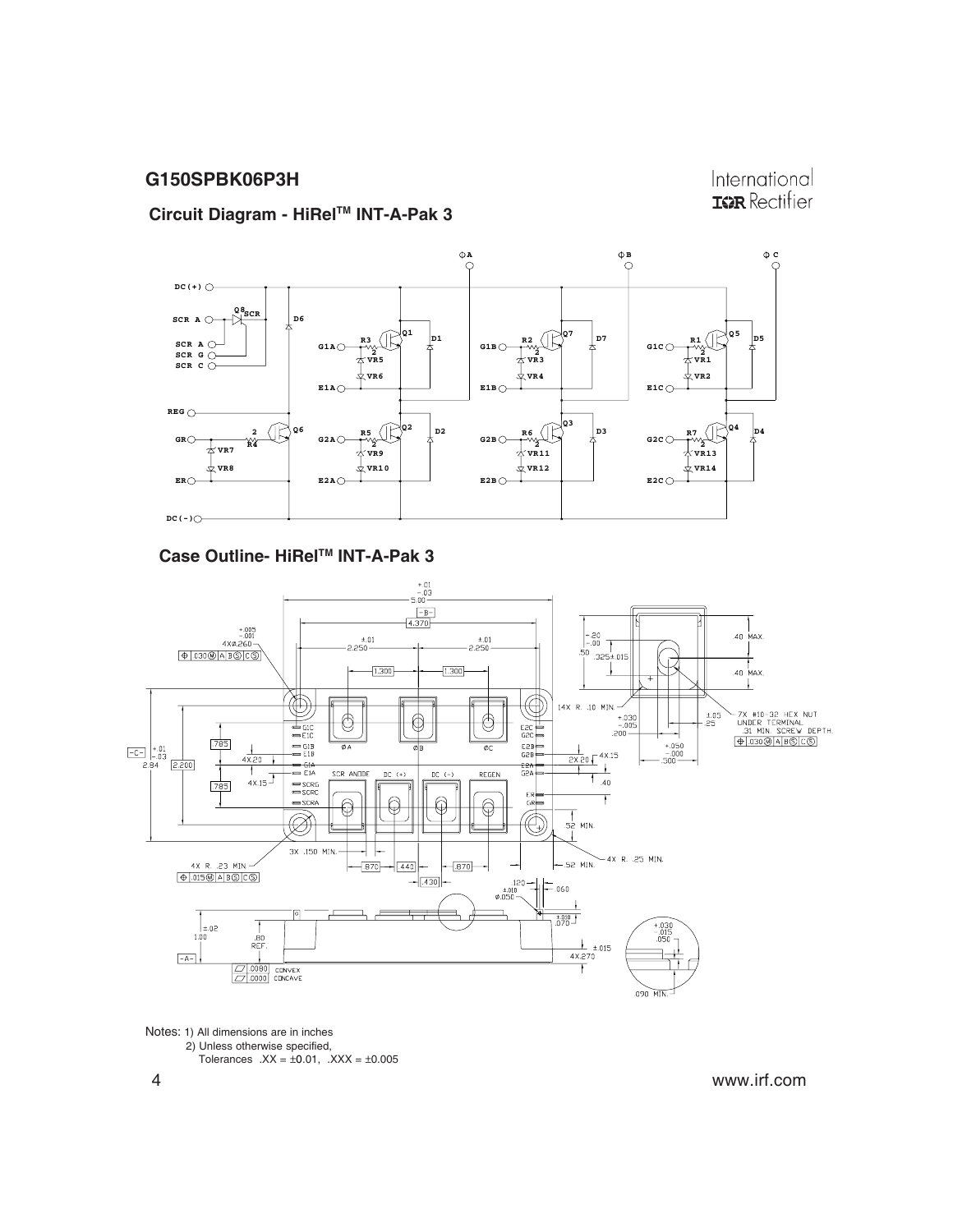## Circuit Diagram - HiRel™ INT-A-Pak 3

## Case Outline- HiRel™ INT-A-Pak 3

Notes: 1) All dimensions are in inches
2) Unless otherwise specified,
Tolerances .XX = ±0.01, .XXX = ±0.005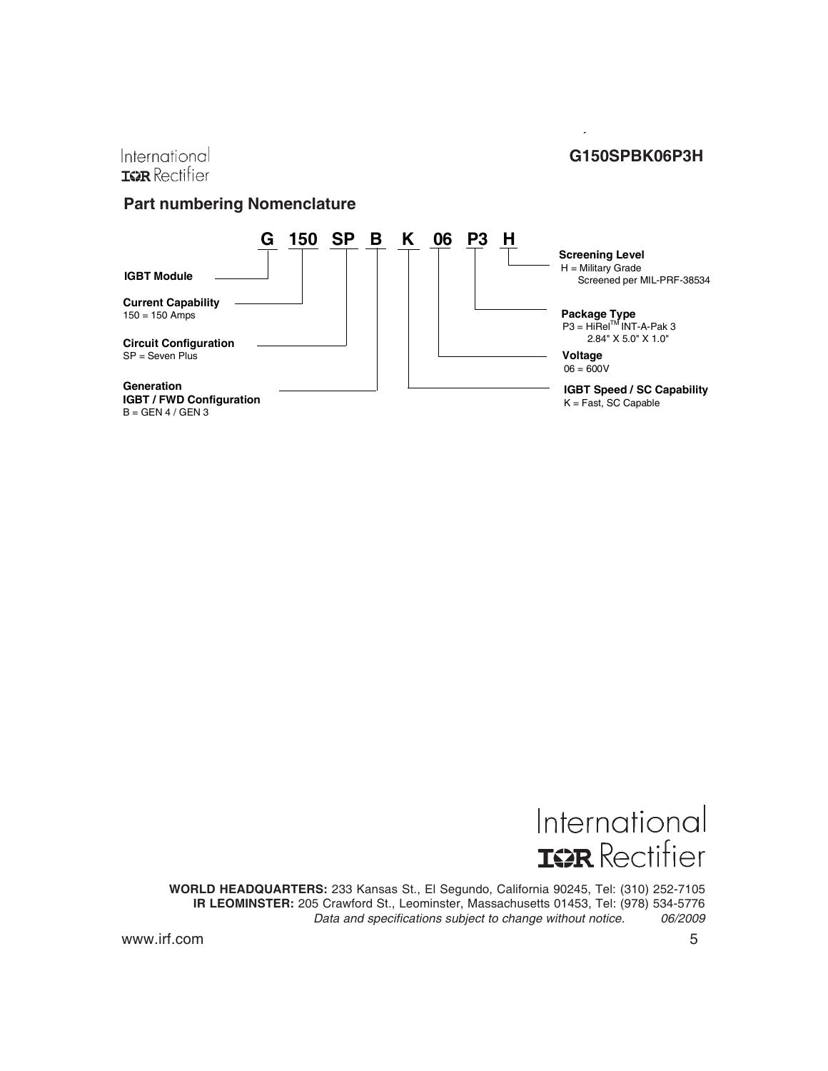## Part numbering Nomenclature

**G 150 SP B K 06 P3 H**

**IGBT Module**
G

**Current Capability**
150 = 150 Amps

**Circuit Configuration**
SP = Seven Plus

**Generation**
**IGBT / FWD Configuration**
B = GEN 4 / GEN 3

**IGBT Speed / SC Capability**
K = Fast, SC Capable

**Voltage**
06 = 600V

**Package Type**
P3 = HiRel[TM] INT-A-Pak 3
2.84" X 5.0" X 1.0"

**Screening Level**
H = Military Grade
Screened per MIL-PRF-38534

International IOR Rectifier

**WORLD HEADQUARTERS:** 233 Kansas St., El Segundo, California 90245, Tel: (310) 252-7105
**IR LEOMINSTER:** 205 Crawford St., Leominster, Massachusetts 01453, Tel: (978) 534-5776
*Data and specifications subject to change without notice. 06/2009*